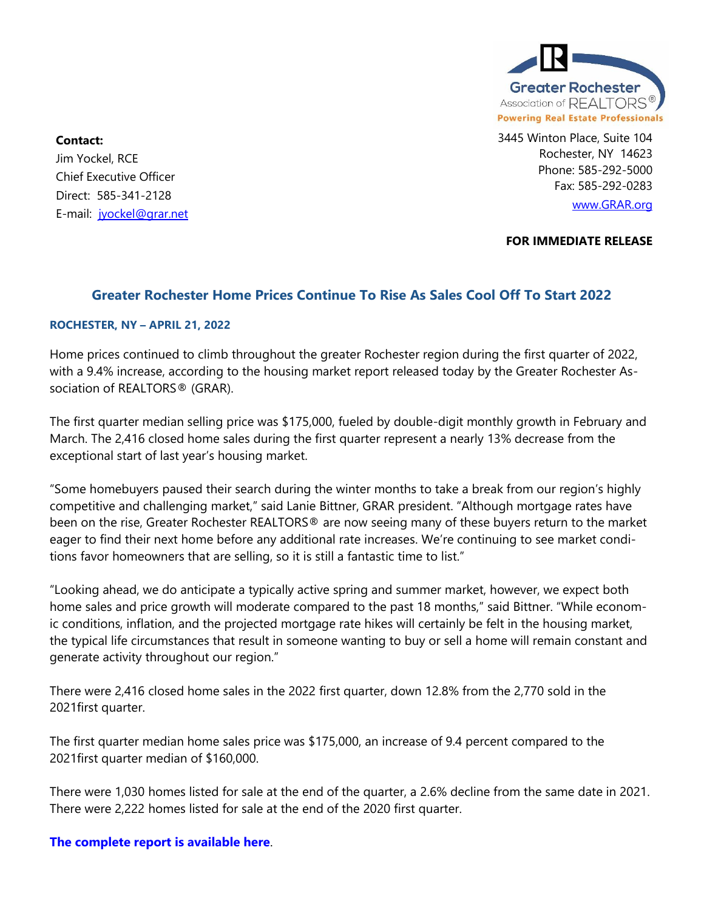Greater Rochester Association of REALTORS®
Powering Real Estate Professionals

3445 Winton Place, Suite 104
Rochester, NY 14623
Phone: 585-292-5000
Fax: 585-292-0283
[www.GRAR.org](http://www.GRAR.org)

**Contact:**
Jim Yockel, RCE
Chief Executive Officer
Direct: 585-341-2128
E-mail: [jyockel@grar.net](mailto:jyockel@grar.net)

**FOR IMMEDIATE RELEASE**

## Greater Rochester Home Prices Continue To Rise As Sales Cool Off To Start 2022

**ROCHESTER, NY – APRIL 21, 2022**

Home prices continued to climb throughout the greater Rochester region during the first quarter of 2022, with a 9.4% increase, according to the housing market report released today by the Greater Rochester Association of REALTORS® (GRAR).

The first quarter median selling price was $175,000, fueled by double-digit monthly growth in February and March. The 2,416 closed home sales during the first quarter represent a nearly 13% decrease from the exceptional start of last year's housing market.

"Some homebuyers paused their search during the winter months to take a break from our region's highly competitive and challenging market," said Lanie Bittner, GRAR president. "Although mortgage rates have been on the rise, Greater Rochester REALTORS® are now seeing many of these buyers return to the market eager to find their next home before any additional rate increases. We're continuing to see market conditions favor homeowners that are selling, so it is still a fantastic time to list."

"Looking ahead, we do anticipate a typically active spring and summer market, however, we expect both home sales and price growth will moderate compared to the past 18 months," said Bittner. "While economic conditions, inflation, and the projected mortgage rate hikes will certainly be felt in the housing market, the typical life circumstances that result in someone wanting to buy or sell a home will remain constant and generate activity throughout our region."

There were 2,416 closed home sales in the 2022 first quarter, down 12.8% from the 2,770 sold in the 2021first quarter.

The first quarter median home sales price was $175,000, an increase of 9.4 percent compared to the 2021first quarter median of $160,000.

There were 1,030 homes listed for sale at the end of the quarter, a 2.6% decline from the same date in 2021. There were 2,222 homes listed for sale at the end of the 2020 first quarter.

**The complete report is available here**.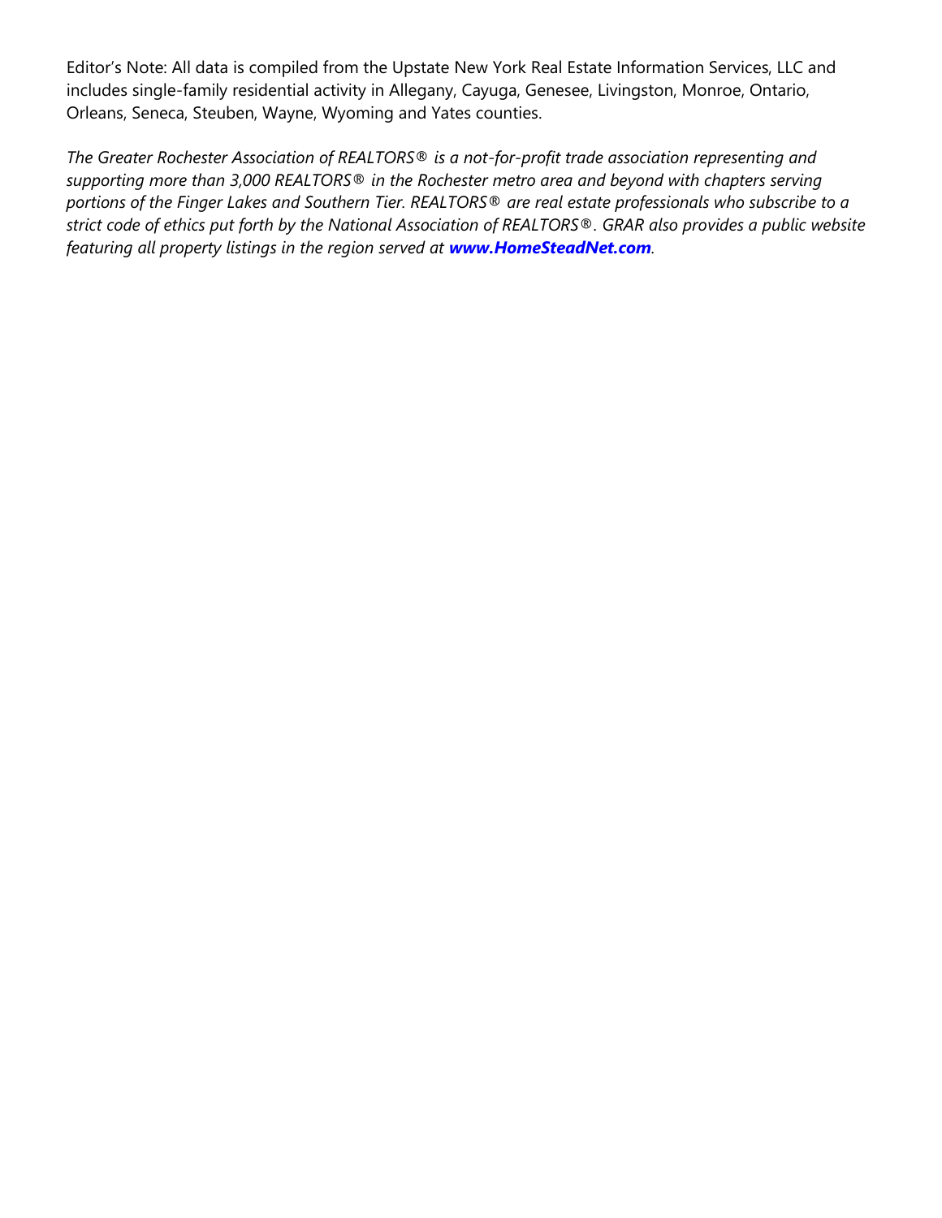Editor's Note: All data is compiled from the Upstate New York Real Estate Information Services, LLC and includes single-family residential activity in Allegany, Cayuga, Genesee, Livingston, Monroe, Ontario, Orleans, Seneca, Steuben, Wayne, Wyoming and Yates counties.

*The Greater Rochester Association of REALTORS® is a not-for-profit trade association representing and supporting more than 3,000 REALTORS® in the Rochester metro area and beyond with chapters serving portions of the Finger Lakes and Southern Tier. REALTORS® are real estate professionals who subscribe to a strict code of ethics put forth by the National Association of REALTORS®. GRAR also provides a public website featuring all property listings in the region served at **www.HomeSteadNet.com**.*